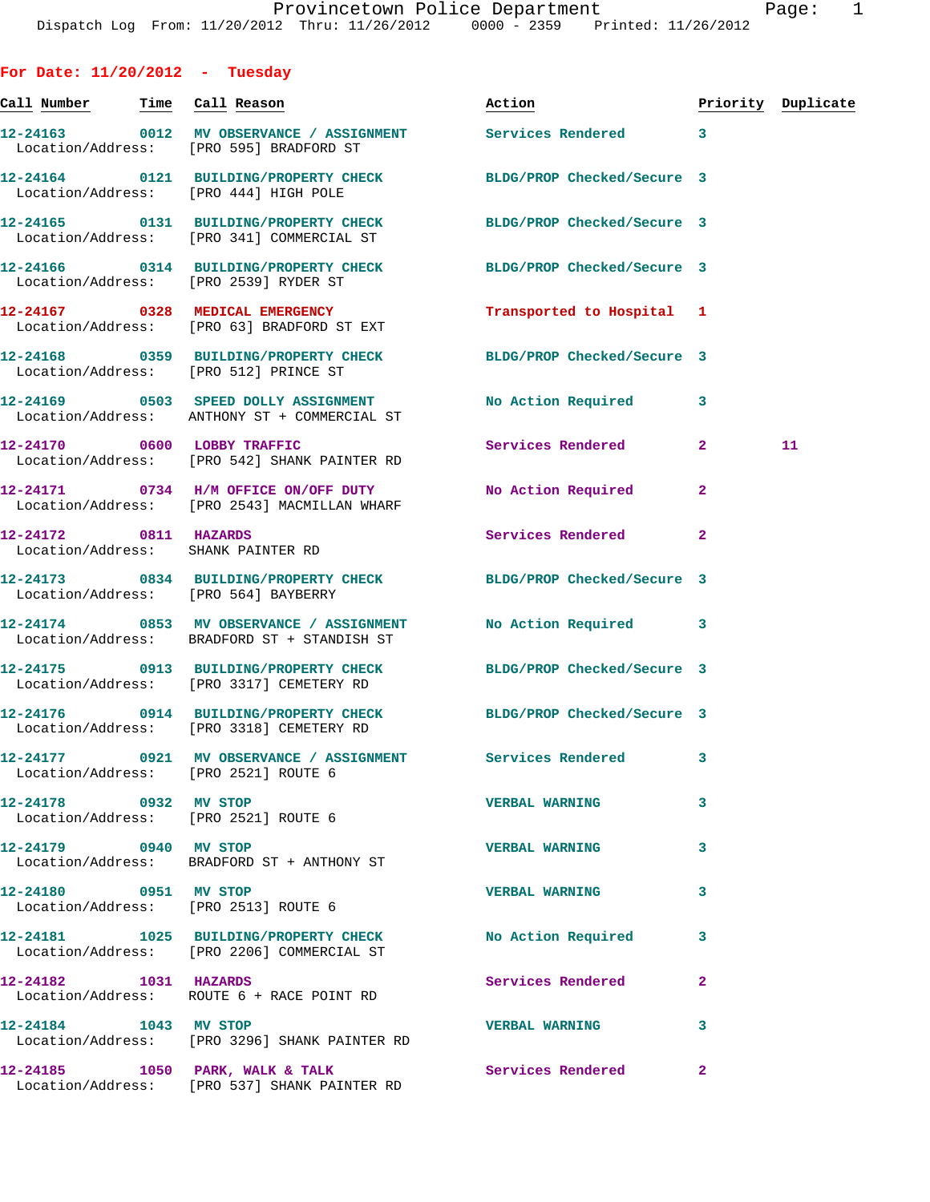Provincetown Police Department
Dispatch Log From: 11/20/2012 Thru: 11/26/2012 0000 - 2359 Printed: 11/26/2012

## For Date: 11/20/2012 - Tuesday

| Call Number | Time | Call Reason | Action | Priority | Duplicate |
|---|---|---|---|---|---|
| 12-24163 | 0012 | MV OBSERVANCE / ASSIGNMENT | Services Rendered | 3 | |
| Location/Address: | | [PRO 595] BRADFORD ST | | | |
| 12-24164 | 0121 | BUILDING/PROPERTY CHECK | BLDG/PROP Checked/Secure | 3 | |
| Location/Address: | | [PRO 444] HIGH POLE | | | |
| 12-24165 | 0131 | BUILDING/PROPERTY CHECK | BLDG/PROP Checked/Secure | 3 | |
| Location/Address: | | [PRO 341] COMMERCIAL ST | | | |
| 12-24166 | 0314 | BUILDING/PROPERTY CHECK | BLDG/PROP Checked/Secure | 3 | |
| Location/Address: | | [PRO 2539] RYDER ST | | | |
| 12-24167 | 0328 | MEDICAL EMERGENCY | Transported to Hospital | 1 | |
| Location/Address: | | [PRO 63] BRADFORD ST EXT | | | |
| 12-24168 | 0359 | BUILDING/PROPERTY CHECK | BLDG/PROP Checked/Secure | 3 | |
| Location/Address: | | [PRO 512] PRINCE ST | | | |
| 12-24169 | 0503 | SPEED DOLLY ASSIGNMENT | No Action Required | 3 | |
| Location/Address: | | ANTHONY ST + COMMERCIAL ST | | | |
| 12-24170 | 0600 | LOBBY TRAFFIC | Services Rendered | 2 | 11 |
| Location/Address: | | [PRO 542] SHANK PAINTER RD | | | |
| 12-24171 | 0734 | H/M OFFICE ON/OFF DUTY | No Action Required | 2 | |
| Location/Address: | | [PRO 2543] MACMILLAN WHARF | | | |
| 12-24172 | 0811 | HAZARDS | Services Rendered | 2 | |
| Location/Address: | | SHANK PAINTER RD | | | |
| 12-24173 | 0834 | BUILDING/PROPERTY CHECK | BLDG/PROP Checked/Secure | 3 | |
| Location/Address: | | [PRO 564] BAYBERRY | | | |
| 12-24174 | 0853 | MV OBSERVANCE / ASSIGNMENT | No Action Required | 3 | |
| Location/Address: | | BRADFORD ST + STANDISH ST | | | |
| 12-24175 | 0913 | BUILDING/PROPERTY CHECK | BLDG/PROP Checked/Secure | 3 | |
| Location/Address: | | [PRO 3317] CEMETERY RD | | | |
| 12-24176 | 0914 | BUILDING/PROPERTY CHECK | BLDG/PROP Checked/Secure | 3 | |
| Location/Address: | | [PRO 3318] CEMETERY RD | | | |
| 12-24177 | 0921 | MV OBSERVANCE / ASSIGNMENT | Services Rendered | 3 | |
| Location/Address: | | [PRO 2521] ROUTE 6 | | | |
| 12-24178 | 0932 | MV STOP | VERBAL WARNING | 3 | |
| Location/Address: | | [PRO 2521] ROUTE 6 | | | |
| 12-24179 | 0940 | MV STOP | VERBAL WARNING | 3 | |
| Location/Address: | | BRADFORD ST + ANTHONY ST | | | |
| 12-24180 | 0951 | MV STOP | VERBAL WARNING | 3 | |
| Location/Address: | | [PRO 2513] ROUTE 6 | | | |
| 12-24181 | 1025 | BUILDING/PROPERTY CHECK | No Action Required | 3 | |
| Location/Address: | | [PRO 2206] COMMERCIAL ST | | | |
| 12-24182 | 1031 | HAZARDS | Services Rendered | 2 | |
| Location/Address: | | ROUTE 6 + RACE POINT RD | | | |
| 12-24184 | 1043 | MV STOP | VERBAL WARNING | 3 | |
| Location/Address: | | [PRO 3296] SHANK PAINTER RD | | | |
| 12-24185 | 1050 | PARK, WALK & TALK | Services Rendered | 2 | |
| Location/Address: | | [PRO 537] SHANK PAINTER RD | | | |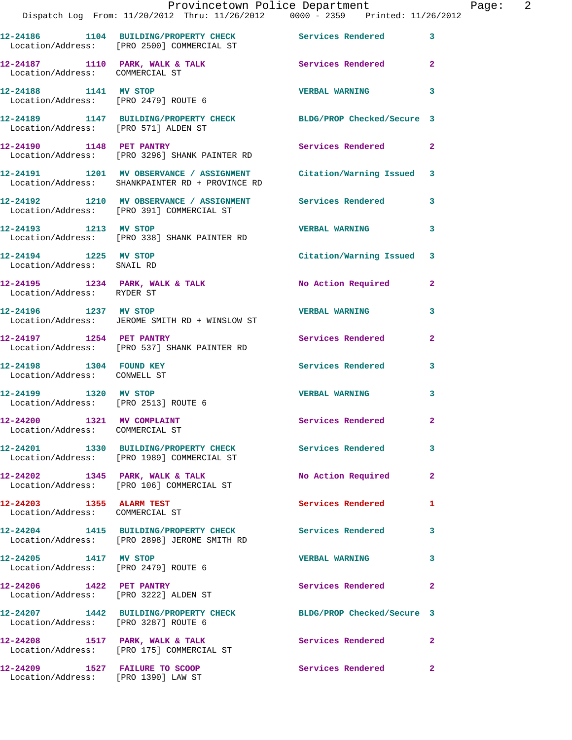12-24186 1104 BUILDING/PROPERTY CHECK Services Rendered 3
Location/Address: [PRO 2500] COMMERCIAL ST

12-24187 1110 PARK, WALK & TALK Services Rendered 2
Location/Address: COMMERCIAL ST

12-24188 1141 MV STOP VERBAL WARNING 3
Location/Address: [PRO 2479] ROUTE 6

12-24189 1147 BUILDING/PROPERTY CHECK BLDG/PROP Checked/Secure 3
Location/Address: [PRO 571] ALDEN ST

12-24190 1148 PET PANTRY Services Rendered 2
Location/Address: [PRO 3296] SHANK PAINTER RD

12-24191 1201 MV OBSERVANCE / ASSIGNMENT Citation/Warning Issued 3
Location/Address: SHANKPAINTER RD + PROVINCE RD

12-24192 1210 MV OBSERVANCE / ASSIGNMENT Services Rendered 3
Location/Address: [PRO 391] COMMERCIAL ST

12-24193 1213 MV STOP VERBAL WARNING 3
Location/Address: [PRO 338] SHANK PAINTER RD

12-24194 1225 MV STOP Citation/Warning Issued 3
Location/Address: SNAIL RD

12-24195 1234 PARK, WALK & TALK No Action Required 2
Location/Address: RYDER ST

12-24196 1237 MV STOP VERBAL WARNING 3
Location/Address: JEROME SMITH RD + WINSLOW ST

12-24197 1254 PET PANTRY Services Rendered 2
Location/Address: [PRO 537] SHANK PAINTER RD

12-24198 1304 FOUND KEY Services Rendered 3
Location/Address: CONWELL ST

12-24199 1320 MV STOP VERBAL WARNING 3
Location/Address: [PRO 2513] ROUTE 6

12-24200 1321 MV COMPLAINT Services Rendered 2
Location/Address: COMMERCIAL ST

12-24201 1330 BUILDING/PROPERTY CHECK Services Rendered 3
Location/Address: [PRO 1989] COMMERCIAL ST

12-24202 1345 PARK, WALK & TALK No Action Required 2
Location/Address: [PRO 106] COMMERCIAL ST

12-24203 1355 ALARM TEST Services Rendered 1
Location/Address: COMMERCIAL ST

12-24204 1415 BUILDING/PROPERTY CHECK Services Rendered 3
Location/Address: [PRO 2898] JEROME SMITH RD

12-24205 1417 MV STOP VERBAL WARNING 3
Location/Address: [PRO 2479] ROUTE 6

12-24206 1422 PET PANTRY Services Rendered 2
Location/Address: [PRO 3222] ALDEN ST

12-24207 1442 BUILDING/PROPERTY CHECK BLDG/PROP Checked/Secure 3
Location/Address: [PRO 3287] ROUTE 6

12-24208 1517 PARK, WALK & TALK Services Rendered 2
Location/Address: [PRO 175] COMMERCIAL ST

12-24209 1527 FAILURE TO SCOOP Services Rendered 2
Location/Address: [PRO 1390] LAW ST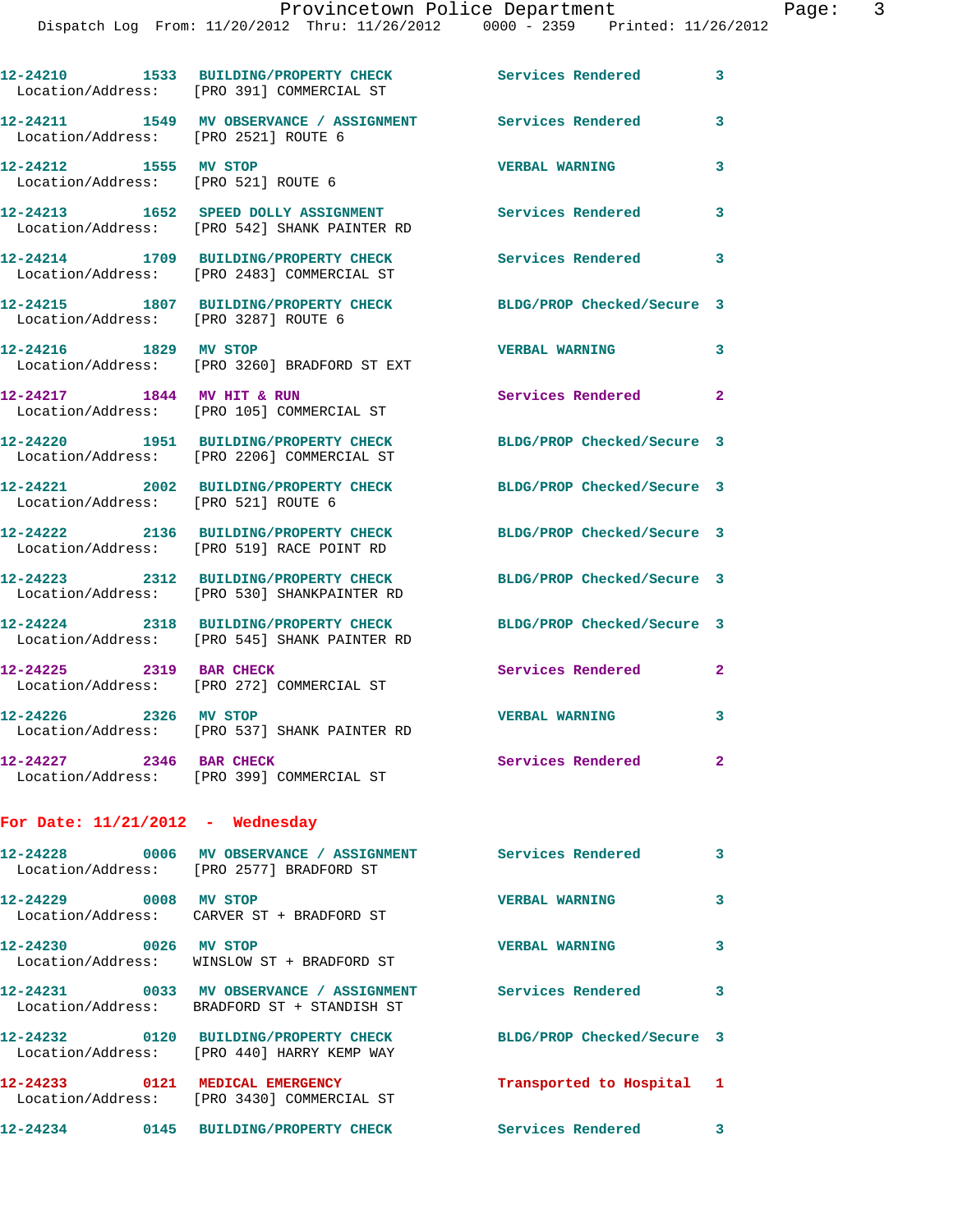12-24210 1533 BUILDING/PROPERTY CHECK Services Rendered 3
Location/Address: [PRO 391] COMMERCIAL ST

12-24211 1549 MV OBSERVANCE / ASSIGNMENT Services Rendered 3
Location/Address: [PRO 2521] ROUTE 6

12-24212 1555 MV STOP VERBAL WARNING 3
Location/Address: [PRO 521] ROUTE 6

12-24213 1652 SPEED DOLLY ASSIGNMENT Services Rendered 3
Location/Address: [PRO 542] SHANK PAINTER RD

12-24214 1709 BUILDING/PROPERTY CHECK Services Rendered 3
Location/Address: [PRO 2483] COMMERCIAL ST

12-24215 1807 BUILDING/PROPERTY CHECK BLDG/PROP Checked/Secure 3
Location/Address: [PRO 3287] ROUTE 6

12-24216 1829 MV STOP VERBAL WARNING 3
Location/Address: [PRO 3260] BRADFORD ST EXT

12-24217 1844 MV HIT & RUN Services Rendered 2
Location/Address: [PRO 105] COMMERCIAL ST

12-24220 1951 BUILDING/PROPERTY CHECK BLDG/PROP Checked/Secure 3
Location/Address: [PRO 2206] COMMERCIAL ST

12-24221 2002 BUILDING/PROPERTY CHECK BLDG/PROP Checked/Secure 3
Location/Address: [PRO 521] ROUTE 6

12-24222 2136 BUILDING/PROPERTY CHECK BLDG/PROP Checked/Secure 3
Location/Address: [PRO 519] RACE POINT RD

12-24223 2312 BUILDING/PROPERTY CHECK BLDG/PROP Checked/Secure 3
Location/Address: [PRO 530] SHANKPAINTER RD

12-24224 2318 BUILDING/PROPERTY CHECK BLDG/PROP Checked/Secure 3
Location/Address: [PRO 545] SHANK PAINTER RD

12-24225 2319 BAR CHECK Services Rendered 2
Location/Address: [PRO 272] COMMERCIAL ST

12-24226 2326 MV STOP VERBAL WARNING 3
Location/Address: [PRO 537] SHANK PAINTER RD

12-24227 2346 BAR CHECK Services Rendered 2
Location/Address: [PRO 399] COMMERCIAL ST

**For Date: 11/21/2012 - Wednesday**

12-24228 0006 MV OBSERVANCE / ASSIGNMENT Services Rendered 3
Location/Address: [PRO 2577] BRADFORD ST

12-24229 0008 MV STOP VERBAL WARNING 3
Location/Address: CARVER ST + BRADFORD ST

12-24230 0026 MV STOP VERBAL WARNING 3
Location/Address: WINSLOW ST + BRADFORD ST

12-24231 0033 MV OBSERVANCE / ASSIGNMENT Services Rendered 3
Location/Address: BRADFORD ST + STANDISH ST

12-24232 0120 BUILDING/PROPERTY CHECK BLDG/PROP Checked/Secure 3
Location/Address: [PRO 440] HARRY KEMP WAY

12-24233 0121 MEDICAL EMERGENCY Transported to Hospital 1
Location/Address: [PRO 3430] COMMERCIAL ST

12-24234 0145 BUILDING/PROPERTY CHECK Services Rendered 3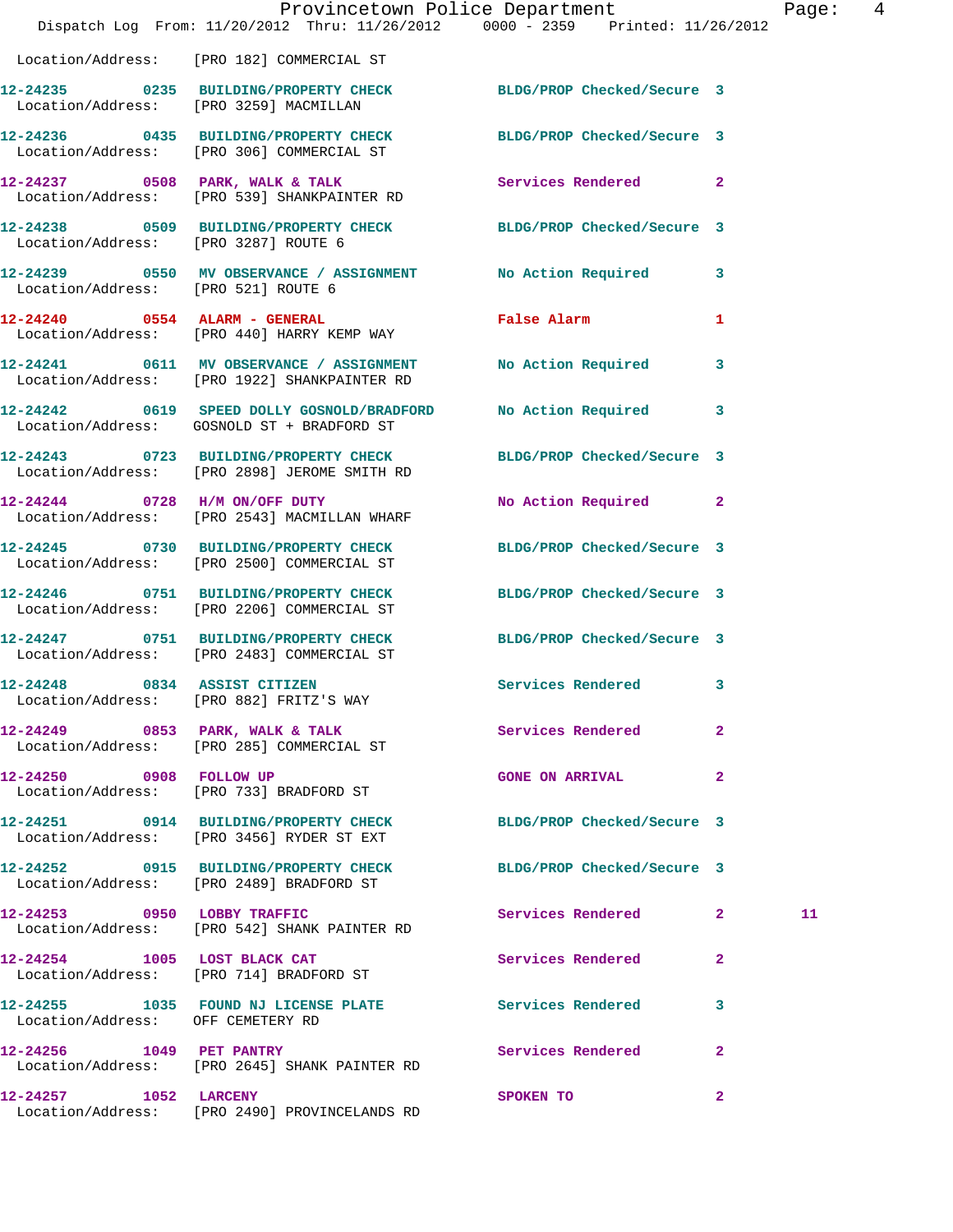Location/Address: [PRO 182] COMMERCIAL ST

| Call # | Time | Call Type | Disposition | Priority | |
|---|---|---|---|---|---|
| 12-24235 | 0235 | BUILDING/PROPERTY CHECK | BLDG/PROP Checked/Secure | 3 | |
| | | Location/Address: [PRO 3259] MACMILLAN | | | |
| 12-24236 | 0435 | BUILDING/PROPERTY CHECK | BLDG/PROP Checked/Secure | 3 | |
| | | Location/Address: [PRO 306] COMMERCIAL ST | | | |
| 12-24237 | 0508 | PARK, WALK & TALK | Services Rendered | 2 | |
| | | Location/Address: [PRO 539] SHANKPAINTER RD | | | |
| 12-24238 | 0509 | BUILDING/PROPERTY CHECK | BLDG/PROP Checked/Secure | 3 | |
| | | Location/Address: [PRO 3287] ROUTE 6 | | | |
| 12-24239 | 0550 | MV OBSERVANCE / ASSIGNMENT | No Action Required | 3 | |
| | | Location/Address: [PRO 521] ROUTE 6 | | | |
| 12-24240 | 0554 | ALARM - GENERAL | False Alarm | 1 | |
| | | Location/Address: [PRO 440] HARRY KEMP WAY | | | |
| 12-24241 | 0611 | MV OBSERVANCE / ASSIGNMENT | No Action Required | 3 | |
| | | Location/Address: [PRO 1922] SHANKPAINTER RD | | | |
| 12-24242 | 0619 | SPEED DOLLY GOSNOLD/BRADFORD | No Action Required | 3 | |
| | | Location/Address: GOSNOLD ST + BRADFORD ST | | | |
| 12-24243 | 0723 | BUILDING/PROPERTY CHECK | BLDG/PROP Checked/Secure | 3 | |
| | | Location/Address: [PRO 2898] JEROME SMITH RD | | | |
| 12-24244 | 0728 | H/M ON/OFF DUTY | No Action Required | 2 | |
| | | Location/Address: [PRO 2543] MACMILLAN WHARF | | | |
| 12-24245 | 0730 | BUILDING/PROPERTY CHECK | BLDG/PROP Checked/Secure | 3 | |
| | | Location/Address: [PRO 2500] COMMERCIAL ST | | | |
| 12-24246 | 0751 | BUILDING/PROPERTY CHECK | BLDG/PROP Checked/Secure | 3 | |
| | | Location/Address: [PRO 2206] COMMERCIAL ST | | | |
| 12-24247 | 0751 | BUILDING/PROPERTY CHECK | BLDG/PROP Checked/Secure | 3 | |
| | | Location/Address: [PRO 2483] COMMERCIAL ST | | | |
| 12-24248 | 0834 | ASSIST CITIZEN | Services Rendered | 3 | |
| | | Location/Address: [PRO 882] FRITZ'S WAY | | | |
| 12-24249 | 0853 | PARK, WALK & TALK | Services Rendered | 2 | |
| | | Location/Address: [PRO 285] COMMERCIAL ST | | | |
| 12-24250 | 0908 | FOLLOW UP | GONE ON ARRIVAL | 2 | |
| | | Location/Address: [PRO 733] BRADFORD ST | | | |
| 12-24251 | 0914 | BUILDING/PROPERTY CHECK | BLDG/PROP Checked/Secure | 3 | |
| | | Location/Address: [PRO 3456] RYDER ST EXT | | | |
| 12-24252 | 0915 | BUILDING/PROPERTY CHECK | BLDG/PROP Checked/Secure | 3 | |
| | | Location/Address: [PRO 2489] BRADFORD ST | | | |
| 12-24253 | 0950 | LOBBY TRAFFIC | Services Rendered | 2 | 11 |
| | | Location/Address: [PRO 542] SHANK PAINTER RD | | | |
| 12-24254 | 1005 | LOST BLACK CAT | Services Rendered | 2 | |
| | | Location/Address: [PRO 714] BRADFORD ST | | | |
| 12-24255 | 1035 | FOUND NJ LICENSE PLATE | Services Rendered | 3 | |
| | | Location/Address: OFF CEMETERY RD | | | |
| 12-24256 | 1049 | PET PANTRY | Services Rendered | 2 | |
| | | Location/Address: [PRO 2645] SHANK PAINTER RD | | | |
| 12-24257 | 1052 | LARCENY | SPOKEN TO | 2 | |
| | | Location/Address: [PRO 2490] PROVINCELANDS RD | | | |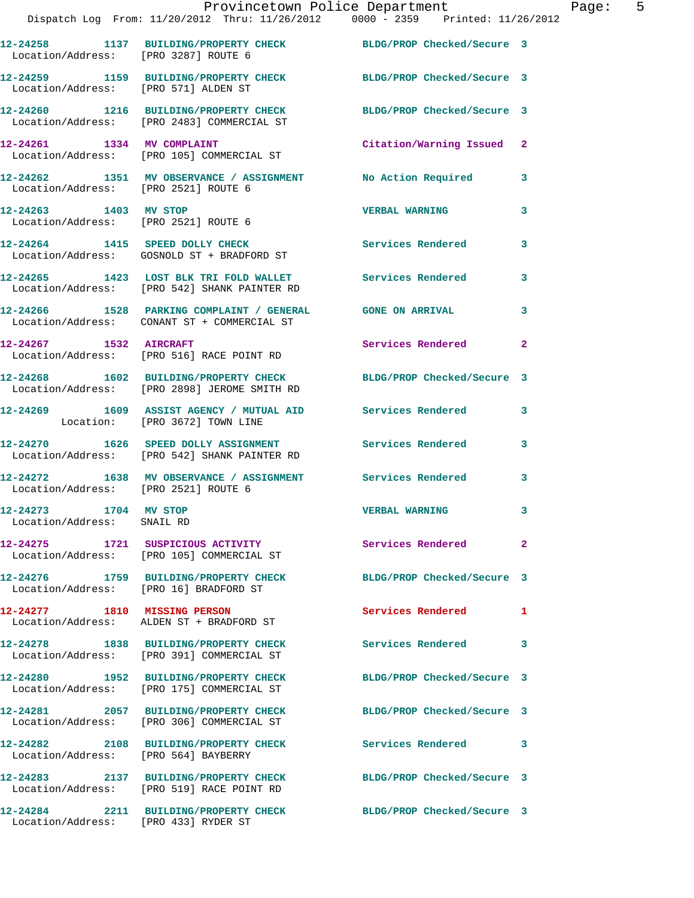12-24258 1137 **BUILDING/PROPERTY CHECK** BLDG/PROP Checked/Secure 3
Location/Address: [PRO 3287] ROUTE 6

12-24259 1159 **BUILDING/PROPERTY CHECK** BLDG/PROP Checked/Secure 3
Location/Address: [PRO 571] ALDEN ST

12-24260 1216 **BUILDING/PROPERTY CHECK** BLDG/PROP Checked/Secure 3
Location/Address: [PRO 2483] COMMERCIAL ST

12-24261 1334 **MV COMPLAINT** Citation/Warning Issued 2
Location/Address: [PRO 105] COMMERCIAL ST

12-24262 1351 **MV OBSERVANCE / ASSIGNMENT** No Action Required 3
Location/Address: [PRO 2521] ROUTE 6

12-24263 1403 **MV STOP** VERBAL WARNING 3
Location/Address: [PRO 2521] ROUTE 6

12-24264 1415 **SPEED DOLLY CHECK** Services Rendered 3
Location/Address: GOSNOLD ST + BRADFORD ST

12-24265 1423 **LOST BLK TRI FOLD WALLET** Services Rendered 3
Location/Address: [PRO 542] SHANK PAINTER RD

12-24266 1528 **PARKING COMPLAINT / GENERAL** GONE ON ARRIVAL 3
Location/Address: CONANT ST + COMMERCIAL ST

12-24267 1532 **AIRCRAFT** Services Rendered 2
Location/Address: [PRO 516] RACE POINT RD

12-24268 1602 **BUILDING/PROPERTY CHECK** BLDG/PROP Checked/Secure 3
Location/Address: [PRO 2898] JEROME SMITH RD

12-24269 1609 **ASSIST AGENCY / MUTUAL AID** Services Rendered 3
Location: [PRO 3672] TOWN LINE

12-24270 1626 **SPEED DOLLY ASSIGNMENT** Services Rendered 3
Location/Address: [PRO 542] SHANK PAINTER RD

12-24272 1638 **MV OBSERVANCE / ASSIGNMENT** Services Rendered 3
Location/Address: [PRO 2521] ROUTE 6

12-24273 1704 **MV STOP** VERBAL WARNING 3
Location/Address: SNAIL RD

12-24275 1721 **SUSPICIOUS ACTIVITY** Services Rendered 2
Location/Address: [PRO 105] COMMERCIAL ST

12-24276 1759 **BUILDING/PROPERTY CHECK** BLDG/PROP Checked/Secure 3
Location/Address: [PRO 16] BRADFORD ST

12-24277 1810 **MISSING PERSON** Services Rendered 1
Location/Address: ALDEN ST + BRADFORD ST

12-24278 1838 **BUILDING/PROPERTY CHECK** Services Rendered 3
Location/Address: [PRO 391] COMMERCIAL ST

12-24280 1952 **BUILDING/PROPERTY CHECK** BLDG/PROP Checked/Secure 3
Location/Address: [PRO 175] COMMERCIAL ST

12-24281 2057 **BUILDING/PROPERTY CHECK** BLDG/PROP Checked/Secure 3
Location/Address: [PRO 306] COMMERCIAL ST

12-24282 2108 **BUILDING/PROPERTY CHECK** Services Rendered 3
Location/Address: [PRO 564] BAYBERRY

12-24283 2137 **BUILDING/PROPERTY CHECK** BLDG/PROP Checked/Secure 3
Location/Address: [PRO 519] RACE POINT RD

12-24284 2211 **BUILDING/PROPERTY CHECK** BLDG/PROP Checked/Secure 3
Location/Address: [PRO 433] RYDER ST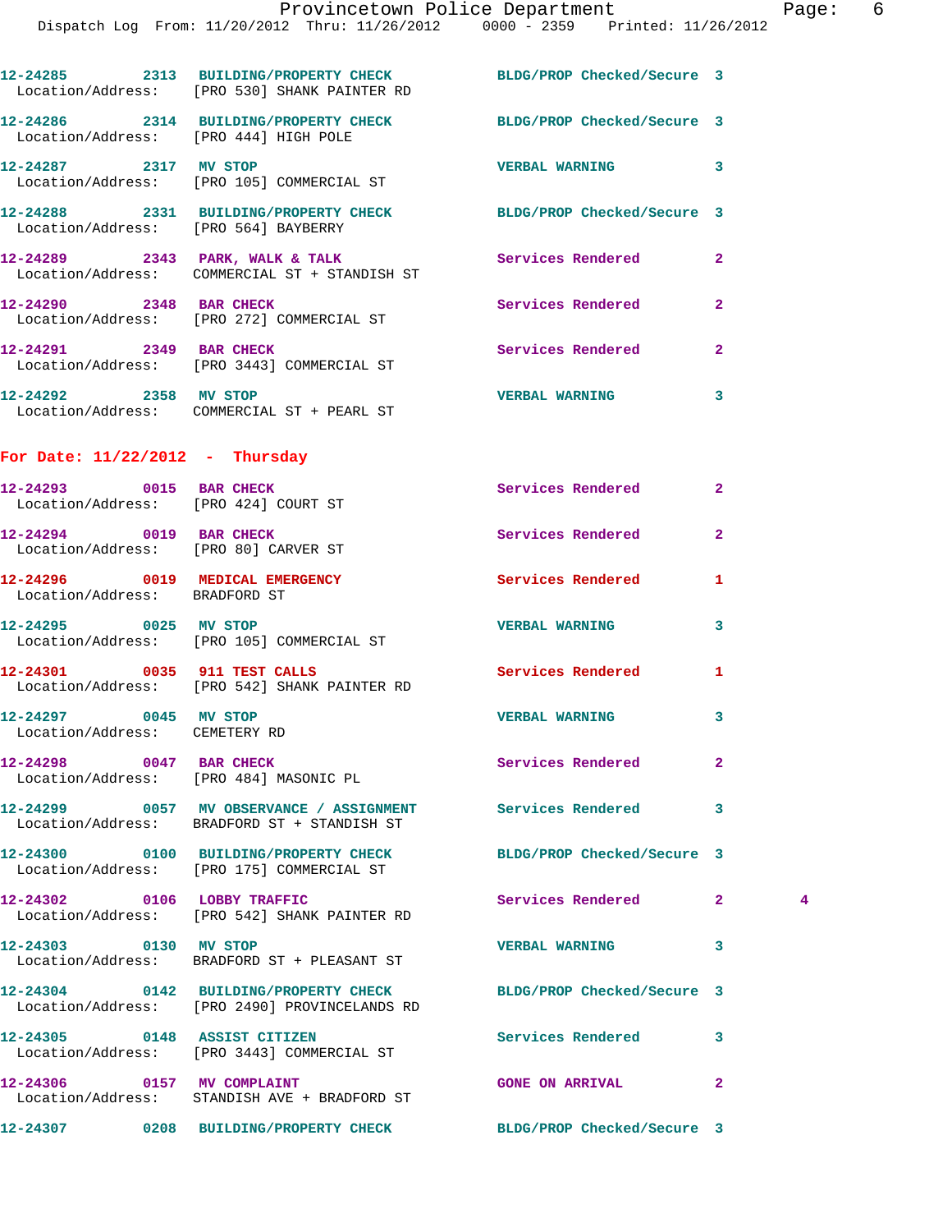12-24285 2313 BUILDING/PROPERTY CHECK BLDG/PROP Checked/Secure 3
Location/Address: [PRO 530] SHANK PAINTER RD

12-24286 2314 BUILDING/PROPERTY CHECK BLDG/PROP Checked/Secure 3
Location/Address: [PRO 444] HIGH POLE

12-24287 2317 MV STOP VERBAL WARNING 3
Location/Address: [PRO 105] COMMERCIAL ST

12-24288 2331 BUILDING/PROPERTY CHECK BLDG/PROP Checked/Secure 3
Location/Address: [PRO 564] BAYBERRY

12-24289 2343 PARK, WALK & TALK Services Rendered 2
Location/Address: COMMERCIAL ST + STANDISH ST

12-24290 2348 BAR CHECK Services Rendered 2
Location/Address: [PRO 272] COMMERCIAL ST

12-24291 2349 BAR CHECK Services Rendered 2
Location/Address: [PRO 3443] COMMERCIAL ST

12-24292 2358 MV STOP VERBAL WARNING 3
Location/Address: COMMERCIAL ST + PEARL ST

**For Date: 11/22/2012 - Thursday**

12-24293 0015 BAR CHECK Services Rendered 2
Location/Address: [PRO 424] COURT ST

12-24294 0019 BAR CHECK Services Rendered 2
Location/Address: [PRO 80] CARVER ST

12-24296 0019 MEDICAL EMERGENCY Services Rendered 1
Location/Address: BRADFORD ST

12-24295 0025 MV STOP VERBAL WARNING 3
Location/Address: [PRO 105] COMMERCIAL ST

12-24301 0035 911 TEST CALLS Services Rendered 1
Location/Address: [PRO 542] SHANK PAINTER RD

12-24297 0045 MV STOP VERBAL WARNING 3
Location/Address: CEMETERY RD

12-24298 0047 BAR CHECK Services Rendered 2
Location/Address: [PRO 484] MASONIC PL

12-24299 0057 MV OBSERVANCE / ASSIGNMENT Services Rendered 3
Location/Address: BRADFORD ST + STANDISH ST

12-24300 0100 BUILDING/PROPERTY CHECK BLDG/PROP Checked/Secure 3
Location/Address: [PRO 175] COMMERCIAL ST

12-24302 0106 LOBBY TRAFFIC Services Rendered 2 4
Location/Address: [PRO 542] SHANK PAINTER RD

12-24303 0130 MV STOP VERBAL WARNING 3
Location/Address: BRADFORD ST + PLEASANT ST

12-24304 0142 BUILDING/PROPERTY CHECK BLDG/PROP Checked/Secure 3
Location/Address: [PRO 2490] PROVINCELANDS RD

12-24305 0148 ASSIST CITIZEN Services Rendered 3
Location/Address: [PRO 3443] COMMERCIAL ST

12-24306 0157 MV COMPLAINT GONE ON ARRIVAL 2
Location/Address: STANDISH AVE + BRADFORD ST

12-24307 0208 BUILDING/PROPERTY CHECK BLDG/PROP Checked/Secure 3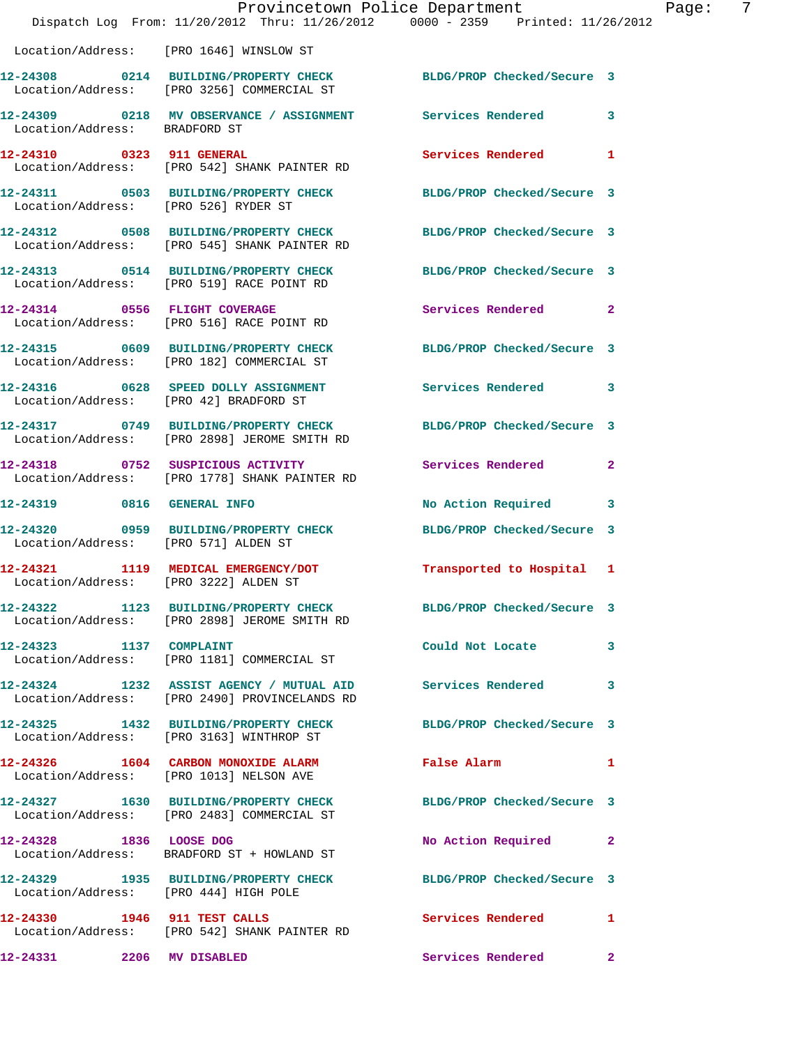Location/Address: [PRO 1646] WINSLOW ST

12-24308 0214 BUILDING/PROPERTY CHECK BLDG/PROP Checked/Secure 3
Location/Address: [PRO 3256] COMMERCIAL ST

12-24309 0218 MV OBSERVANCE / ASSIGNMENT Services Rendered 3
Location/Address: BRADFORD ST

12-24310 0323 911 GENERAL Services Rendered 1
Location/Address: [PRO 542] SHANK PAINTER RD

12-24311 0503 BUILDING/PROPERTY CHECK BLDG/PROP Checked/Secure 3
Location/Address: [PRO 526] RYDER ST

12-24312 0508 BUILDING/PROPERTY CHECK BLDG/PROP Checked/Secure 3
Location/Address: [PRO 545] SHANK PAINTER RD

12-24313 0514 BUILDING/PROPERTY CHECK BLDG/PROP Checked/Secure 3
Location/Address: [PRO 519] RACE POINT RD

12-24314 0556 FLIGHT COVERAGE Services Rendered 2
Location/Address: [PRO 516] RACE POINT RD

12-24315 0609 BUILDING/PROPERTY CHECK BLDG/PROP Checked/Secure 3
Location/Address: [PRO 182] COMMERCIAL ST

12-24316 0628 SPEED DOLLY ASSIGNMENT Services Rendered 3
Location/Address: [PRO 42] BRADFORD ST

12-24317 0749 BUILDING/PROPERTY CHECK BLDG/PROP Checked/Secure 3
Location/Address: [PRO 2898] JEROME SMITH RD

12-24318 0752 SUSPICIOUS ACTIVITY Services Rendered 2
Location/Address: [PRO 1778] SHANK PAINTER RD

12-24319 0816 GENERAL INFO No Action Required 3

12-24320 0959 BUILDING/PROPERTY CHECK BLDG/PROP Checked/Secure 3
Location/Address: [PRO 571] ALDEN ST

12-24321 1119 MEDICAL EMERGENCY/DOT Transported to Hospital 1
Location/Address: [PRO 3222] ALDEN ST

12-24322 1123 BUILDING/PROPERTY CHECK BLDG/PROP Checked/Secure 3
Location/Address: [PRO 2898] JEROME SMITH RD

12-24323 1137 COMPLAINT Could Not Locate 3
Location/Address: [PRO 1181] COMMERCIAL ST

12-24324 1232 ASSIST AGENCY / MUTUAL AID Services Rendered 3
Location/Address: [PRO 2490] PROVINCELANDS RD

12-24325 1432 BUILDING/PROPERTY CHECK BLDG/PROP Checked/Secure 3
Location/Address: [PRO 3163] WINTHROP ST

12-24326 1604 CARBON MONOXIDE ALARM False Alarm 1
Location/Address: [PRO 1013] NELSON AVE

12-24327 1630 BUILDING/PROPERTY CHECK BLDG/PROP Checked/Secure 3
Location/Address: [PRO 2483] COMMERCIAL ST

12-24328 1836 LOOSE DOG No Action Required 2
Location/Address: BRADFORD ST + HOWLAND ST

12-24329 1935 BUILDING/PROPERTY CHECK BLDG/PROP Checked/Secure 3
Location/Address: [PRO 444] HIGH POLE

12-24330 1946 911 TEST CALLS Services Rendered 1
Location/Address: [PRO 542] SHANK PAINTER RD

12-24331 2206 MV DISABLED Services Rendered 2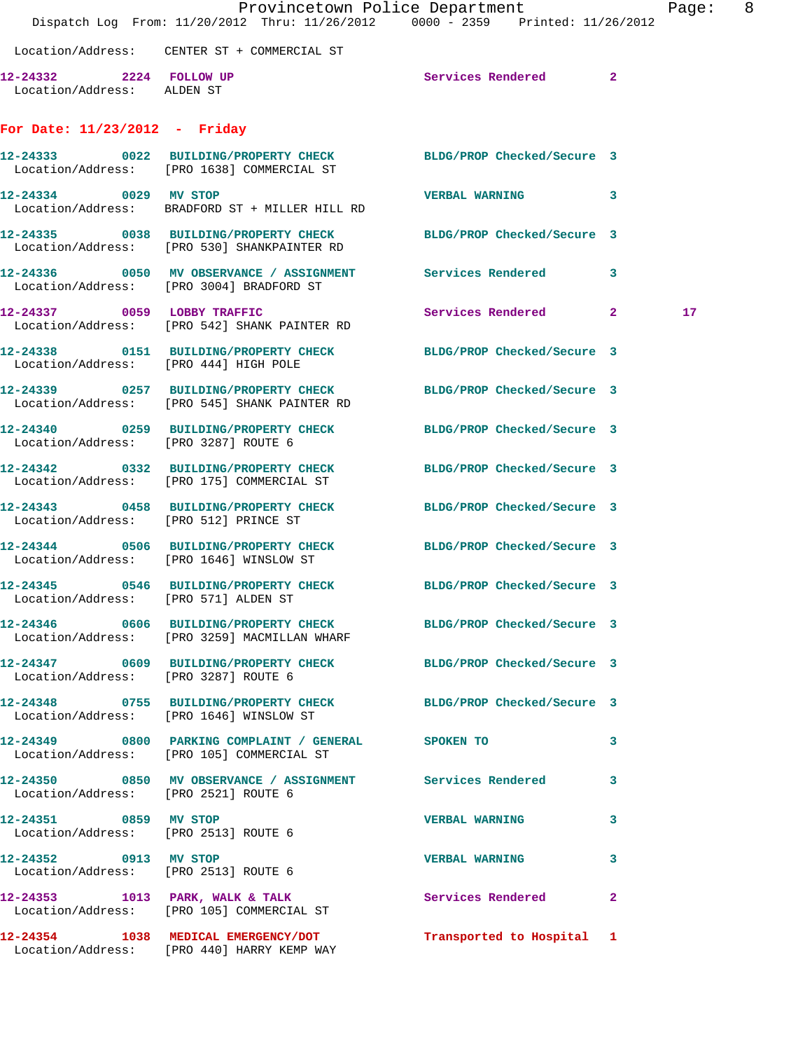Location/Address: CENTER ST + COMMERCIAL ST

**12-24332 2224 FOLLOW UP** Services Rendered 2
Location/Address: ALDEN ST

## For Date: 11/23/2012 - Friday

**12-24333 0022 BUILDING/PROPERTY CHECK** BLDG/PROP Checked/Secure 3
Location/Address: [PRO 1638] COMMERCIAL ST

**12-24334 0029 MV STOP** VERBAL WARNING 3
Location/Address: BRADFORD ST + MILLER HILL RD

**12-24335 0038 BUILDING/PROPERTY CHECK** BLDG/PROP Checked/Secure 3
Location/Address: [PRO 530] SHANKPAINTER RD

**12-24336 0050 MV OBSERVANCE / ASSIGNMENT** Services Rendered 3
Location/Address: [PRO 3004] BRADFORD ST

**12-24337 0059 LOBBY TRAFFIC** Services Rendered 2 17
Location/Address: [PRO 542] SHANK PAINTER RD

**12-24338 0151 BUILDING/PROPERTY CHECK** BLDG/PROP Checked/Secure 3
Location/Address: [PRO 444] HIGH POLE

**12-24339 0257 BUILDING/PROPERTY CHECK** BLDG/PROP Checked/Secure 3
Location/Address: [PRO 545] SHANK PAINTER RD

**12-24340 0259 BUILDING/PROPERTY CHECK** BLDG/PROP Checked/Secure 3
Location/Address: [PRO 3287] ROUTE 6

**12-24342 0332 BUILDING/PROPERTY CHECK** BLDG/PROP Checked/Secure 3
Location/Address: [PRO 175] COMMERCIAL ST

**12-24343 0458 BUILDING/PROPERTY CHECK** BLDG/PROP Checked/Secure 3
Location/Address: [PRO 512] PRINCE ST

**12-24344 0506 BUILDING/PROPERTY CHECK** BLDG/PROP Checked/Secure 3
Location/Address: [PRO 1646] WINSLOW ST

**12-24345 0546 BUILDING/PROPERTY CHECK** BLDG/PROP Checked/Secure 3
Location/Address: [PRO 571] ALDEN ST

**12-24346 0606 BUILDING/PROPERTY CHECK** BLDG/PROP Checked/Secure 3
Location/Address: [PRO 3259] MACMILLAN WHARF

**12-24347 0609 BUILDING/PROPERTY CHECK** BLDG/PROP Checked/Secure 3
Location/Address: [PRO 3287] ROUTE 6

**12-24348 0755 BUILDING/PROPERTY CHECK** BLDG/PROP Checked/Secure 3
Location/Address: [PRO 1646] WINSLOW ST

**12-24349 0800 PARKING COMPLAINT / GENERAL** SPOKEN TO 3
Location/Address: [PRO 105] COMMERCIAL ST

**12-24350 0850 MV OBSERVANCE / ASSIGNMENT** Services Rendered 3
Location/Address: [PRO 2521] ROUTE 6

**12-24351 0859 MV STOP** VERBAL WARNING 3
Location/Address: [PRO 2513] ROUTE 6

**12-24352 0913 MV STOP** VERBAL WARNING 3
Location/Address: [PRO 2513] ROUTE 6

**12-24353 1013 PARK, WALK & TALK** Services Rendered 2
Location/Address: [PRO 105] COMMERCIAL ST

**12-24354 1038 MEDICAL EMERGENCY/DOT** Transported to Hospital 1
Location/Address: [PRO 440] HARRY KEMP WAY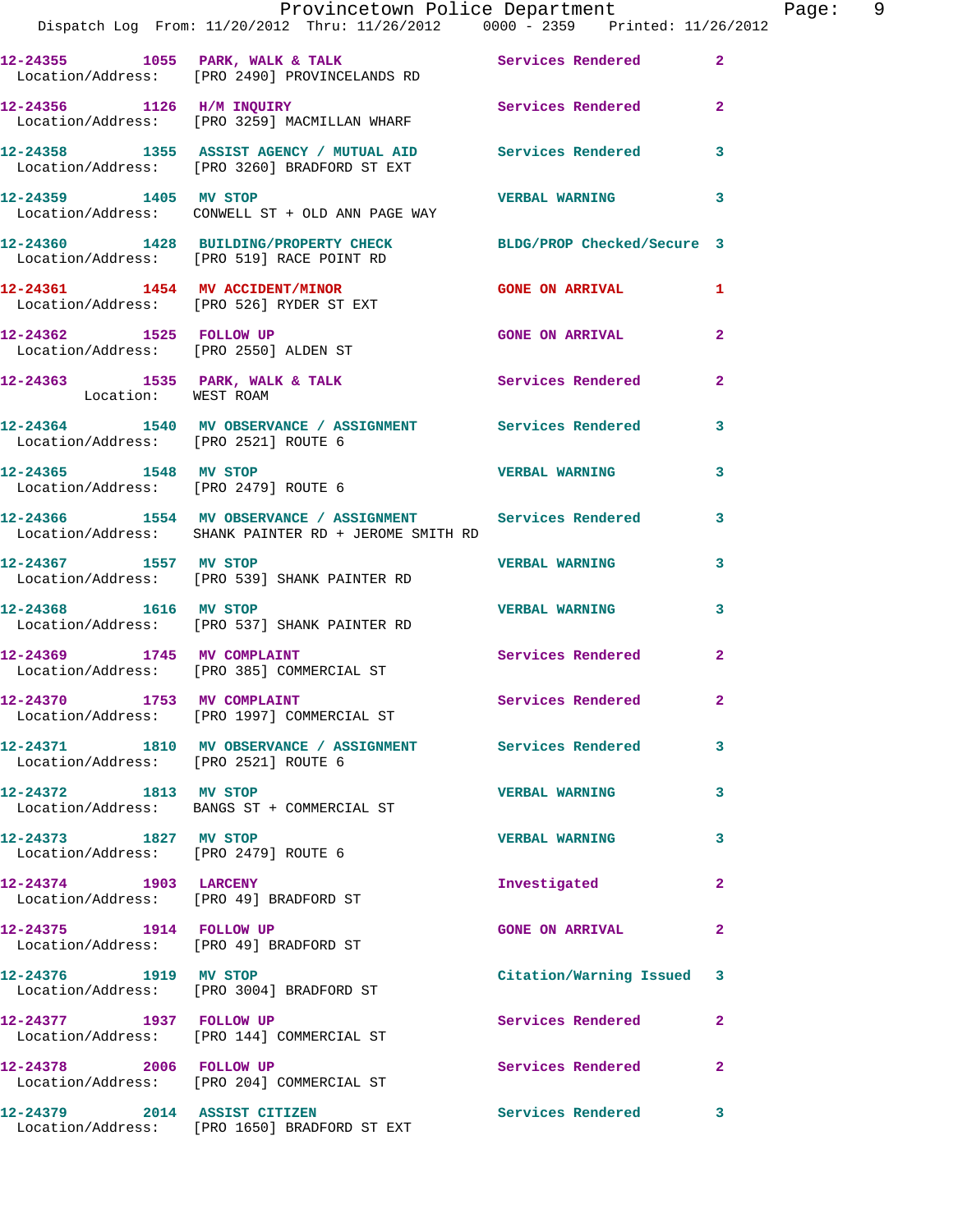12-24355 1055 PARK, WALK & TALK Services Rendered 2
Location/Address: [PRO 2490] PROVINCELANDS RD

12-24356 1126 H/M INQUIRY Services Rendered 2
Location/Address: [PRO 3259] MACMILLAN WHARF

12-24358 1355 ASSIST AGENCY / MUTUAL AID Services Rendered 3
Location/Address: [PRO 3260] BRADFORD ST EXT

12-24359 1405 MV STOP VERBAL WARNING 3
Location/Address: CONWELL ST + OLD ANN PAGE WAY

12-24360 1428 BUILDING/PROPERTY CHECK BLDG/PROP Checked/Secure 3
Location/Address: [PRO 519] RACE POINT RD

12-24361 1454 MV ACCIDENT/MINOR GONE ON ARRIVAL 1
Location/Address: [PRO 526] RYDER ST EXT

12-24362 1525 FOLLOW UP GONE ON ARRIVAL 2
Location/Address: [PRO 2550] ALDEN ST

12-24363 1535 PARK, WALK & TALK Services Rendered 2
Location: WEST ROAM

12-24364 1540 MV OBSERVANCE / ASSIGNMENT Services Rendered 3
Location/Address: [PRO 2521] ROUTE 6

12-24365 1548 MV STOP VERBAL WARNING 3
Location/Address: [PRO 2479] ROUTE 6

12-24366 1554 MV OBSERVANCE / ASSIGNMENT Services Rendered 3
Location/Address: SHANK PAINTER RD + JEROME SMITH RD

12-24367 1557 MV STOP VERBAL WARNING 3
Location/Address: [PRO 539] SHANK PAINTER RD

12-24368 1616 MV STOP VERBAL WARNING 3
Location/Address: [PRO 537] SHANK PAINTER RD

12-24369 1745 MV COMPLAINT Services Rendered 2
Location/Address: [PRO 385] COMMERCIAL ST

12-24370 1753 MV COMPLAINT Services Rendered 2
Location/Address: [PRO 1997] COMMERCIAL ST

12-24371 1810 MV OBSERVANCE / ASSIGNMENT Services Rendered 3
Location/Address: [PRO 2521] ROUTE 6

12-24372 1813 MV STOP VERBAL WARNING 3
Location/Address: BANGS ST + COMMERCIAL ST

12-24373 1827 MV STOP VERBAL WARNING 3
Location/Address: [PRO 2479] ROUTE 6

12-24374 1903 LARCENY Investigated 2
Location/Address: [PRO 49] BRADFORD ST

12-24375 1914 FOLLOW UP GONE ON ARRIVAL 2
Location/Address: [PRO 49] BRADFORD ST

12-24376 1919 MV STOP Citation/Warning Issued 3
Location/Address: [PRO 3004] BRADFORD ST

12-24377 1937 FOLLOW UP Services Rendered 2
Location/Address: [PRO 144] COMMERCIAL ST

12-24378 2006 FOLLOW UP Services Rendered 2
Location/Address: [PRO 204] COMMERCIAL ST

12-24379 2014 ASSIST CITIZEN Services Rendered 3
Location/Address: [PRO 1650] BRADFORD ST EXT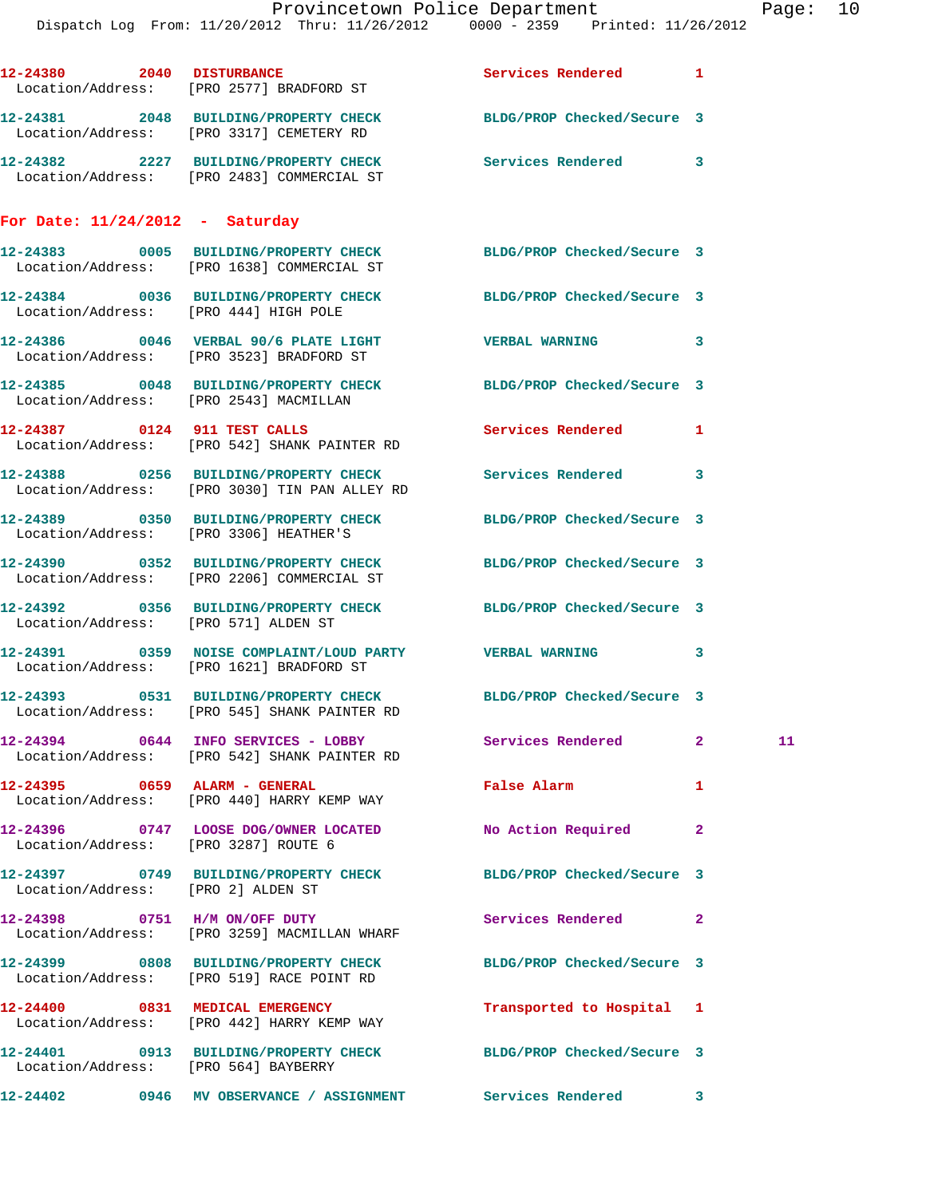12-24380 2040 DISTURBANCE Services Rendered 1
Location/Address: [PRO 2577] BRADFORD ST

12-24381 2048 BUILDING/PROPERTY CHECK BLDG/PROP Checked/Secure 3
Location/Address: [PRO 3317] CEMETERY RD

12-24382 2227 BUILDING/PROPERTY CHECK Services Rendered 3
Location/Address: [PRO 2483] COMMERCIAL ST

**For Date: 11/24/2012 - Saturday**

12-24383 0005 BUILDING/PROPERTY CHECK BLDG/PROP Checked/Secure 3
Location/Address: [PRO 1638] COMMERCIAL ST

12-24384 0036 BUILDING/PROPERTY CHECK BLDG/PROP Checked/Secure 3
Location/Address: [PRO 444] HIGH POLE

12-24386 0046 VERBAL 90/6 PLATE LIGHT VERBAL WARNING 3
Location/Address: [PRO 3523] BRADFORD ST

12-24385 0048 BUILDING/PROPERTY CHECK BLDG/PROP Checked/Secure 3
Location/Address: [PRO 2543] MACMILLAN

12-24387 0124 911 TEST CALLS Services Rendered 1
Location/Address: [PRO 542] SHANK PAINTER RD

12-24388 0256 BUILDING/PROPERTY CHECK Services Rendered 3
Location/Address: [PRO 3030] TIN PAN ALLEY RD

12-24389 0350 BUILDING/PROPERTY CHECK BLDG/PROP Checked/Secure 3
Location/Address: [PRO 3306] HEATHER'S

12-24390 0352 BUILDING/PROPERTY CHECK BLDG/PROP Checked/Secure 3
Location/Address: [PRO 2206] COMMERCIAL ST

12-24392 0356 BUILDING/PROPERTY CHECK BLDG/PROP Checked/Secure 3
Location/Address: [PRO 571] ALDEN ST

12-24391 0359 NOISE COMPLAINT/LOUD PARTY VERBAL WARNING 3
Location/Address: [PRO 1621] BRADFORD ST

12-24393 0531 BUILDING/PROPERTY CHECK BLDG/PROP Checked/Secure 3
Location/Address: [PRO 545] SHANK PAINTER RD

12-24394 0644 INFO SERVICES - LOBBY Services Rendered 2 11
Location/Address: [PRO 542] SHANK PAINTER RD

12-24395 0659 ALARM - GENERAL False Alarm 1
Location/Address: [PRO 440] HARRY KEMP WAY

12-24396 0747 LOOSE DOG/OWNER LOCATED No Action Required 2
Location/Address: [PRO 3287] ROUTE 6

12-24397 0749 BUILDING/PROPERTY CHECK BLDG/PROP Checked/Secure 3
Location/Address: [PRO 2] ALDEN ST

12-24398 0751 H/M ON/OFF DUTY Services Rendered 2
Location/Address: [PRO 3259] MACMILLAN WHARF

12-24399 0808 BUILDING/PROPERTY CHECK BLDG/PROP Checked/Secure 3
Location/Address: [PRO 519] RACE POINT RD

12-24400 0831 MEDICAL EMERGENCY Transported to Hospital 1
Location/Address: [PRO 442] HARRY KEMP WAY

12-24401 0913 BUILDING/PROPERTY CHECK BLDG/PROP Checked/Secure 3
Location/Address: [PRO 564] BAYBERRY

12-24402 0946 MV OBSERVANCE / ASSIGNMENT Services Rendered 3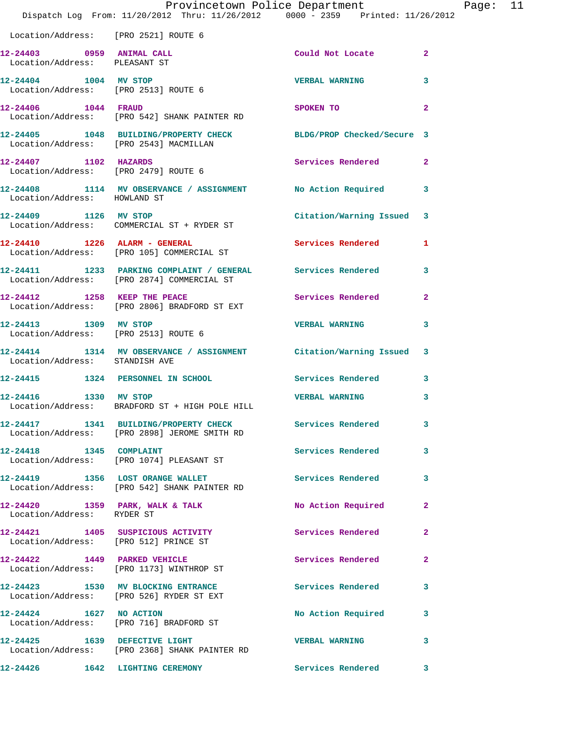Location/Address: [PRO 2521] ROUTE 6

| Call # | Time | Call Reason | Action | Priority |
|---|---|---|---|---|
| 12-24403 | 0959 | ANIMAL CALL | Could Not Locate | 2 |
| Location/Address: PLEASANT ST | | | | |
| 12-24404 | 1004 | MV STOP | VERBAL WARNING | 3 |
| Location/Address: [PRO 2513] ROUTE 6 | | | | |
| 12-24406 | 1044 | FRAUD | SPOKEN TO | 2 |
| Location/Address: [PRO 542] SHANK PAINTER RD | | | | |
| 12-24405 | 1048 | BUILDING/PROPERTY CHECK | BLDG/PROP Checked/Secure | 3 |
| Location/Address: [PRO 2543] MACMILLAN | | | | |
| 12-24407 | 1102 | HAZARDS | Services Rendered | 2 |
| Location/Address: [PRO 2479] ROUTE 6 | | | | |
| 12-24408 | 1114 | MV OBSERVANCE / ASSIGNMENT | No Action Required | 3 |
| Location/Address: HOWLAND ST | | | | |
| 12-24409 | 1126 | MV STOP | Citation/Warning Issued | 3 |
| Location/Address: COMMERCIAL ST + RYDER ST | | | | |
| 12-24410 | 1226 | ALARM - GENERAL | Services Rendered | 1 |
| Location/Address: [PRO 105] COMMERCIAL ST | | | | |
| 12-24411 | 1233 | PARKING COMPLAINT / GENERAL | Services Rendered | 3 |
| Location/Address: [PRO 2874] COMMERCIAL ST | | | | |
| 12-24412 | 1258 | KEEP THE PEACE | Services Rendered | 2 |
| Location/Address: [PRO 2806] BRADFORD ST EXT | | | | |
| 12-24413 | 1309 | MV STOP | VERBAL WARNING | 3 |
| Location/Address: [PRO 2513] ROUTE 6 | | | | |
| 12-24414 | 1314 | MV OBSERVANCE / ASSIGNMENT | Citation/Warning Issued | 3 |
| Location/Address: STANDISH AVE | | | | |
| 12-24415 | 1324 | PERSONNEL IN SCHOOL | Services Rendered | 3 |
| 12-24416 | 1330 | MV STOP | VERBAL WARNING | 3 |
| Location/Address: BRADFORD ST + HIGH POLE HILL | | | | |
| 12-24417 | 1341 | BUILDING/PROPERTY CHECK | Services Rendered | 3 |
| Location/Address: [PRO 2898] JEROME SMITH RD | | | | |
| 12-24418 | 1345 | COMPLAINT | Services Rendered | 3 |
| Location/Address: [PRO 1074] PLEASANT ST | | | | |
| 12-24419 | 1356 | LOST ORANGE WALLET | Services Rendered | 3 |
| Location/Address: [PRO 542] SHANK PAINTER RD | | | | |
| 12-24420 | 1359 | PARK, WALK & TALK | No Action Required | 2 |
| Location/Address: RYDER ST | | | | |
| 12-24421 | 1405 | SUSPICIOUS ACTIVITY | Services Rendered | 2 |
| Location/Address: [PRO 512] PRINCE ST | | | | |
| 12-24422 | 1449 | PARKED VEHICLE | Services Rendered | 2 |
| Location/Address: [PRO 1173] WINTHROP ST | | | | |
| 12-24423 | 1530 | MV BLOCKING ENTRANCE | Services Rendered | 3 |
| Location/Address: [PRO 526] RYDER ST EXT | | | | |
| 12-24424 | 1627 | NO ACTION | No Action Required | 3 |
| Location/Address: [PRO 716] BRADFORD ST | | | | |
| 12-24425 | 1639 | DEFECTIVE LIGHT | VERBAL WARNING | 3 |
| Location/Address: [PRO 2368] SHANK PAINTER RD | | | | |
| 12-24426 | 1642 | LIGHTING CEREMONY | Services Rendered | 3 |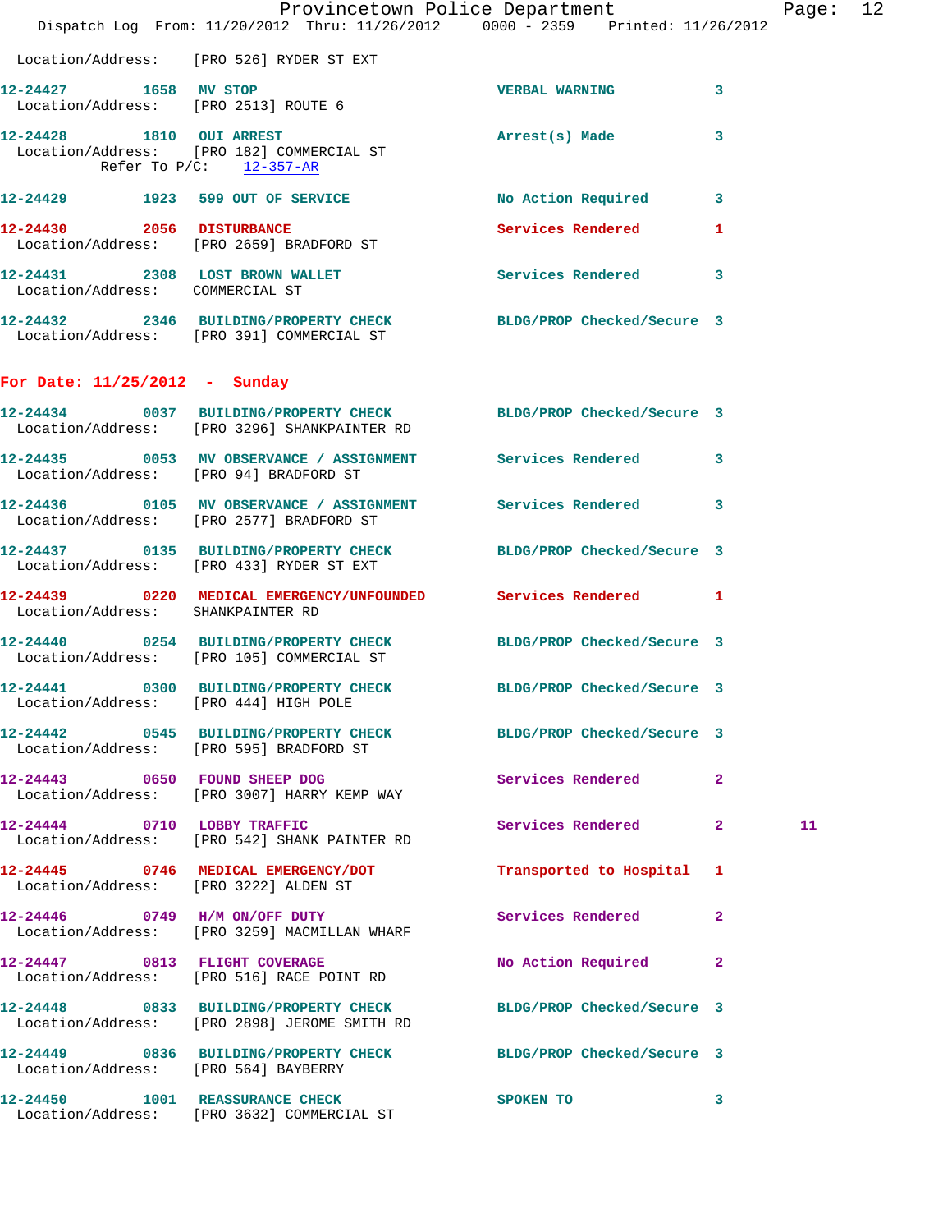Location/Address: [PRO 526] RYDER ST EXT

**12-24427** 1658 **MV STOP** VERBAL WARNING 3
Location/Address: [PRO 2513] ROUTE 6

**12-24428** 1810 **OUI ARREST** Arrest(s) Made 3
Location/Address: [PRO 182] COMMERCIAL ST
Refer To P/C: 12-357-AR

**12-24429** 1923 **599 OUT OF SERVICE** No Action Required 3

**12-24430** 2056 **DISTURBANCE** Services Rendered 1
Location/Address: [PRO 2659] BRADFORD ST

**12-24431** 2308 **LOST BROWN WALLET** Services Rendered 3
Location/Address: COMMERCIAL ST

**12-24432** 2346 **BUILDING/PROPERTY CHECK** BLDG/PROP Checked/Secure 3
Location/Address: [PRO 391] COMMERCIAL ST

## For Date: 11/25/2012 - Sunday

**12-24434** 0037 **BUILDING/PROPERTY CHECK** BLDG/PROP Checked/Secure 3
Location/Address: [PRO 3296] SHANKPAINTER RD

**12-24435** 0053 **MV OBSERVANCE / ASSIGNMENT** Services Rendered 3
Location/Address: [PRO 94] BRADFORD ST

**12-24436** 0105 **MV OBSERVANCE / ASSIGNMENT** Services Rendered 3
Location/Address: [PRO 2577] BRADFORD ST

**12-24437** 0135 **BUILDING/PROPERTY CHECK** BLDG/PROP Checked/Secure 3
Location/Address: [PRO 433] RYDER ST EXT

**12-24439** 0220 **MEDICAL EMERGENCY/UNFOUNDED** Services Rendered 1
Location/Address: SHANKPAINTER RD

**12-24440** 0254 **BUILDING/PROPERTY CHECK** BLDG/PROP Checked/Secure 3
Location/Address: [PRO 105] COMMERCIAL ST

**12-24441** 0300 **BUILDING/PROPERTY CHECK** BLDG/PROP Checked/Secure 3
Location/Address: [PRO 444] HIGH POLE

**12-24442** 0545 **BUILDING/PROPERTY CHECK** BLDG/PROP Checked/Secure 3
Location/Address: [PRO 595] BRADFORD ST

**12-24443** 0650 **FOUND SHEEP DOG** Services Rendered 2
Location/Address: [PRO 3007] HARRY KEMP WAY

**12-24444** 0710 **LOBBY TRAFFIC** Services Rendered 2 11
Location/Address: [PRO 542] SHANK PAINTER RD

**12-24445** 0746 **MEDICAL EMERGENCY/DOT** Transported to Hospital 1
Location/Address: [PRO 3222] ALDEN ST

**12-24446** 0749 **H/M ON/OFF DUTY** Services Rendered 2
Location/Address: [PRO 3259] MACMILLAN WHARF

**12-24447** 0813 **FLIGHT COVERAGE** No Action Required 2
Location/Address: [PRO 516] RACE POINT RD

**12-24448** 0833 **BUILDING/PROPERTY CHECK** BLDG/PROP Checked/Secure 3
Location/Address: [PRO 2898] JEROME SMITH RD

**12-24449** 0836 **BUILDING/PROPERTY CHECK** BLDG/PROP Checked/Secure 3
Location/Address: [PRO 564] BAYBERRY

**12-24450** 1001 **REASSURANCE CHECK** SPOKEN TO 3
Location/Address: [PRO 3632] COMMERCIAL ST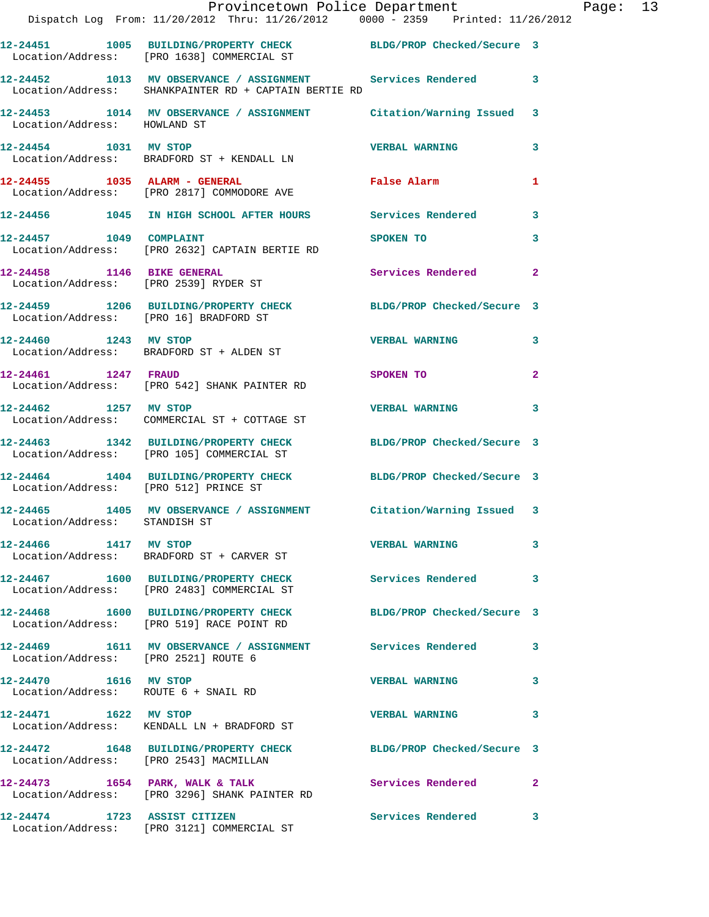12-24451 1005 BUILDING/PROPERTY CHECK BLDG/PROP Checked/Secure 3
Location/Address: [PRO 1638] COMMERCIAL ST

12-24452 1013 MV OBSERVANCE / ASSIGNMENT Services Rendered 3
Location/Address: SHANKPAINTER RD + CAPTAIN BERTIE RD

12-24453 1014 MV OBSERVANCE / ASSIGNMENT Citation/Warning Issued 3
Location/Address: HOWLAND ST

12-24454 1031 MV STOP VERBAL WARNING 3
Location/Address: BRADFORD ST + KENDALL LN

12-24455 1035 ALARM - GENERAL False Alarm 1
Location/Address: [PRO 2817] COMMODORE AVE

12-24456 1045 IN HIGH SCHOOL AFTER HOURS Services Rendered 3

12-24457 1049 COMPLAINT SPOKEN TO 3
Location/Address: [PRO 2632] CAPTAIN BERTIE RD

12-24458 1146 BIKE GENERAL Services Rendered 2
Location/Address: [PRO 2539] RYDER ST

12-24459 1206 BUILDING/PROPERTY CHECK BLDG/PROP Checked/Secure 3
Location/Address: [PRO 16] BRADFORD ST

12-24460 1243 MV STOP VERBAL WARNING 3
Location/Address: BRADFORD ST + ALDEN ST

12-24461 1247 FRAUD SPOKEN TO 2
Location/Address: [PRO 542] SHANK PAINTER RD

12-24462 1257 MV STOP VERBAL WARNING 3
Location/Address: COMMERCIAL ST + COTTAGE ST

12-24463 1342 BUILDING/PROPERTY CHECK BLDG/PROP Checked/Secure 3
Location/Address: [PRO 105] COMMERCIAL ST

12-24464 1404 BUILDING/PROPERTY CHECK BLDG/PROP Checked/Secure 3
Location/Address: [PRO 512] PRINCE ST

12-24465 1405 MV OBSERVANCE / ASSIGNMENT Citation/Warning Issued 3
Location/Address: STANDISH ST

12-24466 1417 MV STOP VERBAL WARNING 3
Location/Address: BRADFORD ST + CARVER ST

12-24467 1600 BUILDING/PROPERTY CHECK Services Rendered 3
Location/Address: [PRO 2483] COMMERCIAL ST

12-24468 1600 BUILDING/PROPERTY CHECK BLDG/PROP Checked/Secure 3
Location/Address: [PRO 519] RACE POINT RD

12-24469 1611 MV OBSERVANCE / ASSIGNMENT Services Rendered 3
Location/Address: [PRO 2521] ROUTE 6

12-24470 1616 MV STOP VERBAL WARNING 3
Location/Address: ROUTE 6 + SNAIL RD

12-24471 1622 MV STOP VERBAL WARNING 3
Location/Address: KENDALL LN + BRADFORD ST

12-24472 1648 BUILDING/PROPERTY CHECK BLDG/PROP Checked/Secure 3
Location/Address: [PRO 2543] MACMILLAN

12-24473 1654 PARK, WALK & TALK Services Rendered 2
Location/Address: [PRO 3296] SHANK PAINTER RD

12-24474 1723 ASSIST CITIZEN Services Rendered 3
Location/Address: [PRO 3121] COMMERCIAL ST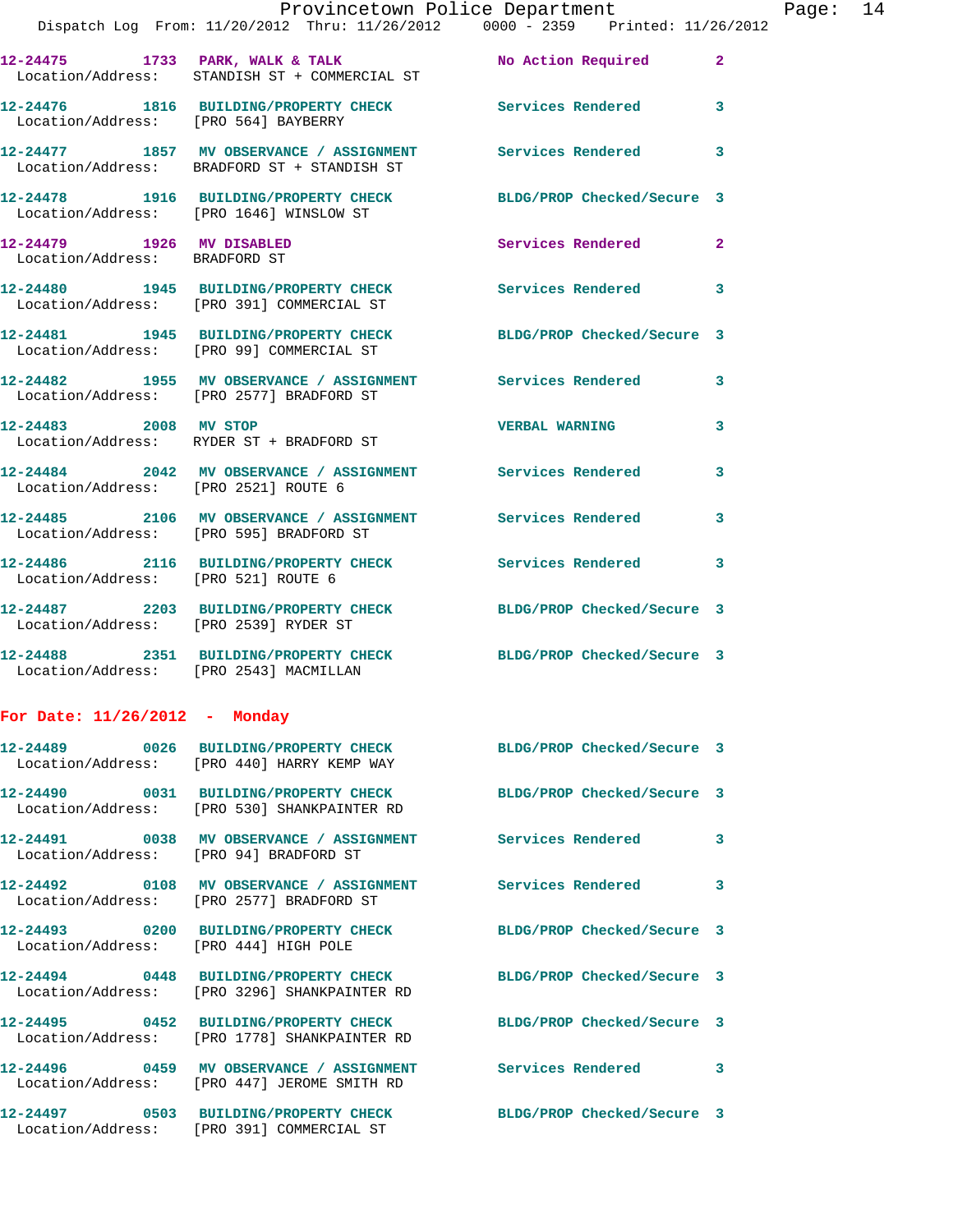12-24475 1733 **PARK, WALK & TALK** No Action Required 2
Location/Address: STANDISH ST + COMMERCIAL ST

12-24476 1816 **BUILDING/PROPERTY CHECK** Services Rendered 3
Location/Address: [PRO 564] BAYBERRY

12-24477 1857 **MV OBSERVANCE / ASSIGNMENT** Services Rendered 3
Location/Address: BRADFORD ST + STANDISH ST

12-24478 1916 **BUILDING/PROPERTY CHECK** BLDG/PROP Checked/Secure 3
Location/Address: [PRO 1646] WINSLOW ST

12-24479 1926 **MV DISABLED** Services Rendered 2
Location/Address: BRADFORD ST

12-24480 1945 **BUILDING/PROPERTY CHECK** Services Rendered 3
Location/Address: [PRO 391] COMMERCIAL ST

12-24481 1945 **BUILDING/PROPERTY CHECK** BLDG/PROP Checked/Secure 3
Location/Address: [PRO 99] COMMERCIAL ST

12-24482 1955 **MV OBSERVANCE / ASSIGNMENT** Services Rendered 3
Location/Address: [PRO 2577] BRADFORD ST

12-24483 2008 **MV STOP** VERBAL WARNING 3
Location/Address: RYDER ST + BRADFORD ST

12-24484 2042 **MV OBSERVANCE / ASSIGNMENT** Services Rendered 3
Location/Address: [PRO 2521] ROUTE 6

12-24485 2106 **MV OBSERVANCE / ASSIGNMENT** Services Rendered 3
Location/Address: [PRO 595] BRADFORD ST

12-24486 2116 **BUILDING/PROPERTY CHECK** Services Rendered 3
Location/Address: [PRO 521] ROUTE 6

12-24487 2203 **BUILDING/PROPERTY CHECK** BLDG/PROP Checked/Secure 3
Location/Address: [PRO 2539] RYDER ST

12-24488 2351 **BUILDING/PROPERTY CHECK** BLDG/PROP Checked/Secure 3
Location/Address: [PRO 2543] MACMILLAN

**For Date: 11/26/2012 - Monday**

12-24489 0026 **BUILDING/PROPERTY CHECK** BLDG/PROP Checked/Secure 3
Location/Address: [PRO 440] HARRY KEMP WAY

12-24490 0031 **BUILDING/PROPERTY CHECK** BLDG/PROP Checked/Secure 3
Location/Address: [PRO 530] SHANKPAINTER RD

12-24491 0038 **MV OBSERVANCE / ASSIGNMENT** Services Rendered 3
Location/Address: [PRO 94] BRADFORD ST

12-24492 0108 **MV OBSERVANCE / ASSIGNMENT** Services Rendered 3
Location/Address: [PRO 2577] BRADFORD ST

12-24493 0200 **BUILDING/PROPERTY CHECK** BLDG/PROP Checked/Secure 3
Location/Address: [PRO 444] HIGH POLE

12-24494 0448 **BUILDING/PROPERTY CHECK** BLDG/PROP Checked/Secure 3
Location/Address: [PRO 3296] SHANKPAINTER RD

12-24495 0452 **BUILDING/PROPERTY CHECK** BLDG/PROP Checked/Secure 3
Location/Address: [PRO 1778] SHANKPAINTER RD

12-24496 0459 **MV OBSERVANCE / ASSIGNMENT** Services Rendered 3
Location/Address: [PRO 447] JEROME SMITH RD

12-24497 0503 **BUILDING/PROPERTY CHECK** BLDG/PROP Checked/Secure 3
Location/Address: [PRO 391] COMMERCIAL ST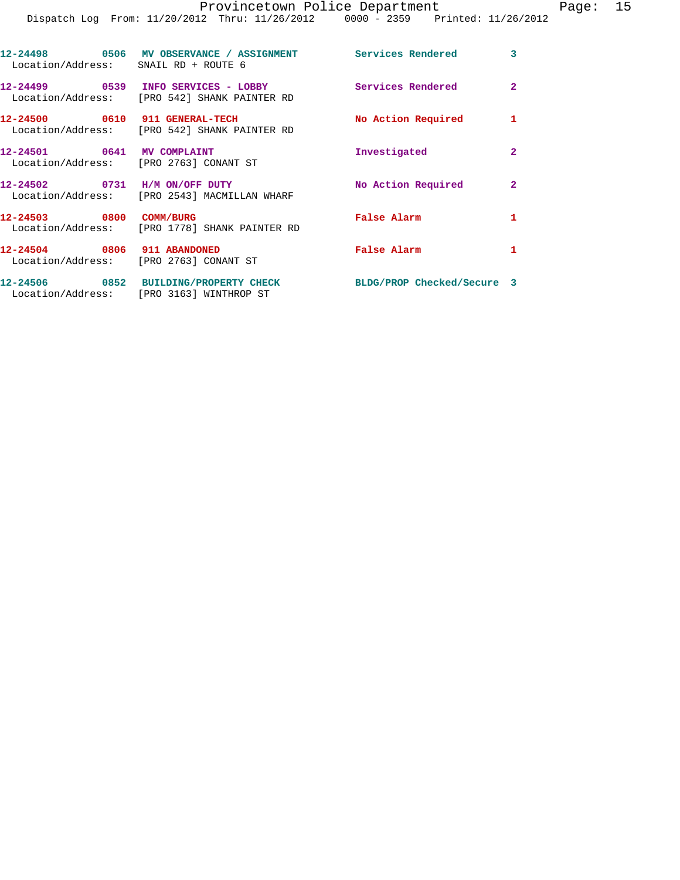12-24498 0506 MV OBSERVANCE / ASSIGNMENT Services Rendered 3
Location/Address: SNAIL RD + ROUTE 6

12-24499 0539 INFO SERVICES - LOBBY Services Rendered 2
Location/Address: [PRO 542] SHANK PAINTER RD

12-24500 0610 911 GENERAL-TECH No Action Required 1
Location/Address: [PRO 542] SHANK PAINTER RD

12-24501 0641 MV COMPLAINT Investigated 2
Location/Address: [PRO 2763] CONANT ST

12-24502 0731 H/M ON/OFF DUTY No Action Required 2
Location/Address: [PRO 2543] MACMILLAN WHARF

12-24503 0800 COMM/BURG False Alarm 1
Location/Address: [PRO 1778] SHANK PAINTER RD

12-24504 0806 911 ABANDONED False Alarm 1
Location/Address: [PRO 2763] CONANT ST

12-24506 0852 BUILDING/PROPERTY CHECK BLDG/PROP Checked/Secure 3
Location/Address: [PRO 3163] WINTHROP ST